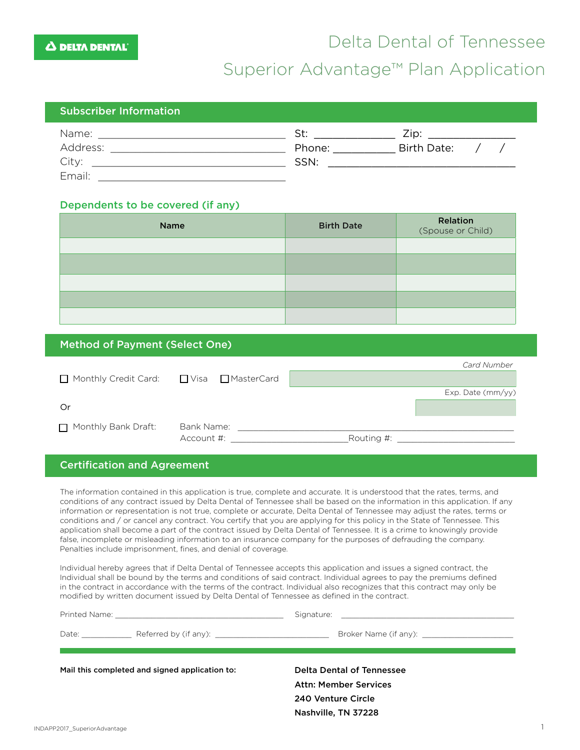DELTA DENTAL

# Delta Dental of Tennessee

# Superior Advantage™ Plan Application

## Subscriber Information

Name: ______________________________ St: ____________ Zip: ______________

Address: ____________________________ Phone: __________ Birth Date: / /

City: ______________________________ SSN: ______________________________

Email: ______________________________

### Dependents to be covered (if any)

| Name | Birth Date | Relation (Spouse or Child) |
|---|---|---|
| | | |
| | | |
| | | |
| | | |
| | | |

## Method of Payment (Select One)

☐ Monthly Credit Card: ☐ Visa ☐ MasterCard

*Card Number* ____________________

Exp. Date (mm/yy) ____________________

Or

☐ Monthly Bank Draft: Bank Name: ______________________________________________

Account #: ______________________Routing #: ______________________

## Certification and Agreement

The information contained in this application is true, complete and accurate. It is understood that the rates, terms, and conditions of any contract issued by Delta Dental of Tennessee shall be based on the information in this application. If any information or representation is not true, complete or accurate, Delta Dental of Tennessee may adjust the rates, terms or conditions and / or cancel any contract. You certify that you are applying for this policy in the State of Tennessee. This application shall become a part of the contract issued by Delta Dental of Tennessee. It is a crime to knowingly provide false, incomplete or misleading information to an insurance company for the purposes of defrauding the company. Penalties include imprisonment, fines, and denial of coverage.

Individual hereby agrees that if Delta Dental of Tennessee accepts this application and issues a signed contract, the Individual shall be bound by the terms and conditions of said contract. Individual agrees to pay the premiums defined in the contract in accordance with the terms of the contract. Individual also recognizes that this contract may only be modified by written document issued by Delta Dental of Tennessee as defined in the contract.

Printed Name: ______________________________ Signature: ______________________________

Date: __________ Referred by (if any): ______________________ Broker Name (if any): __________________

**Mail this completed and signed application to:**

**Delta Dental of Tennessee**
**Attn: Member Services**
**240 Venture Circle**
**Nashville, TN 37228**

INDAPP2017_SuperiorAdvantage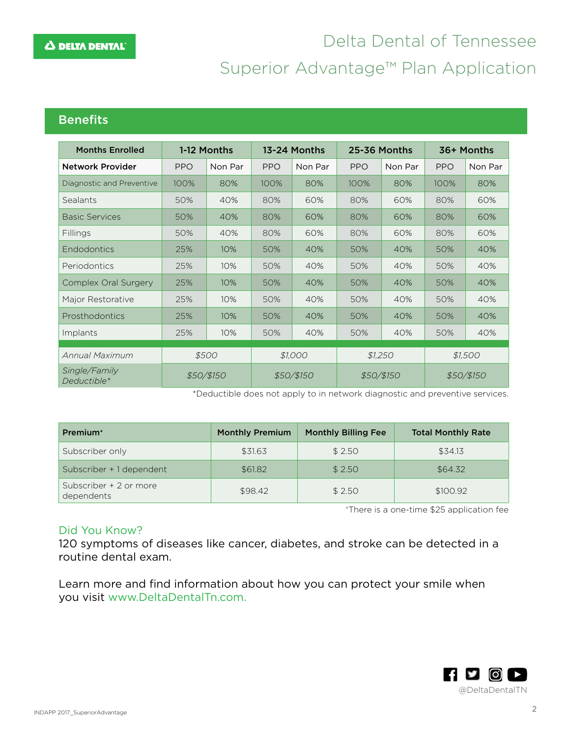# Delta Dental of Tennessee

## Superior Advantage™ Plan Application

## Benefits

| Months Enrolled | 1-12 Months | | 13-24 Months | | 25-36 Months | | 36+ Months | |
|---|---|---|---|---|---|---|---|---|
| **Network Provider** | PPO | Non Par | PPO | Non Par | PPO | Non Par | PPO | Non Par |
| Diagnostic and Preventive | 100% | 80% | 100% | 80% | 100% | 80% | 100% | 80% |
| Sealants | 50% | 40% | 80% | 60% | 80% | 60% | 80% | 60% |
| Basic Services | 50% | 40% | 80% | 60% | 80% | 60% | 80% | 60% |
| Fillings | 50% | 40% | 80% | 60% | 80% | 60% | 80% | 60% |
| Endodontics | 25% | 10% | 50% | 40% | 50% | 40% | 50% | 40% |
| Periodontics | 25% | 10% | 50% | 40% | 50% | 40% | 50% | 40% |
| Complex Oral Surgery | 25% | 10% | 50% | 40% | 50% | 40% | 50% | 40% |
| Major Restorative | 25% | 10% | 50% | 40% | 50% | 40% | 50% | 40% |
| Prosthodontics | 25% | 10% | 50% | 40% | 50% | 40% | 50% | 40% |
| Implants | 25% | 10% | 50% | 40% | 50% | 40% | 50% | 40% |
| *Annual Maximum* | *$500* | | *$1,000* | | *$1,250* | | *$1,500* | |
| *Single/Family Deductible** | *$50/$150* | | *$50/$150* | | *$50/$150* | | *$50/$150* | |

*Deductible does not apply to in network diagnostic and preventive services.

| Premium⁺ | Monthly Premium | Monthly Billing Fee | Total Monthly Rate |
|---|---|---|---|
| Subscriber only | $31.63 | $ 2.50 | $34.13 |
| Subscriber + 1 dependent | $61.82 | $ 2.50 | $64.32 |
| Subscriber + 2 or more dependents | $98.42 | $ 2.50 | $100.92 |

⁺There is a one-time $25 application fee

### Did You Know?

120 symptoms of diseases like cancer, diabetes, and stroke can be detected in a routine dental exam.

Learn more and find information about how you can protect your smile when you visit www.DeltaDentalTn.com.

@DeltaDentalTN

INDAPP 2017_SuperiorAdvantage